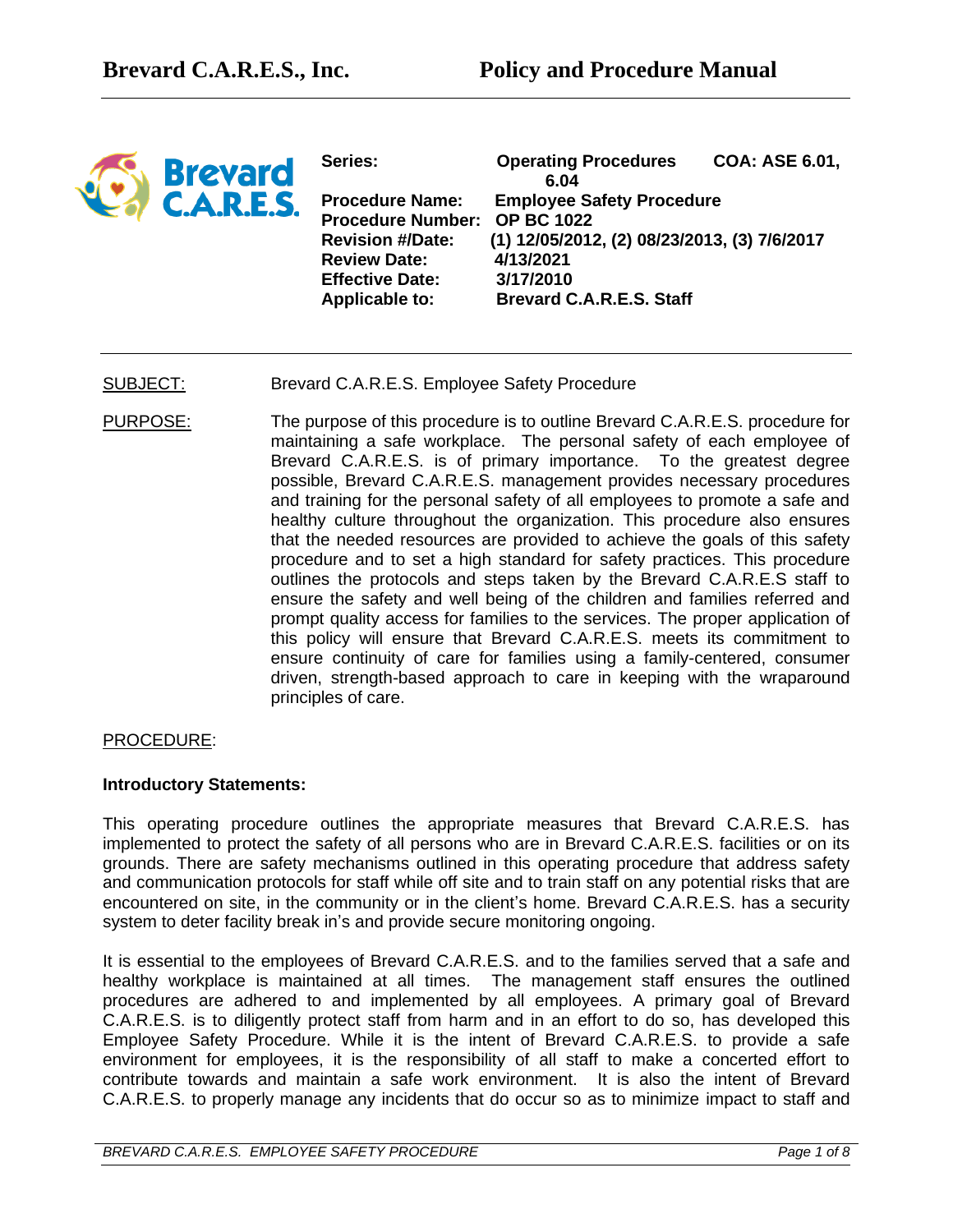# Brevard C.A.R.E.S., Inc. Policy and Procedure Manual

| | | |
|---|---|---|
| **Series:** | **Operating Procedures** | **COA: ASE 6.01, 6.04** |
| **Procedure Name:** | **Employee Safety Procedure** | |
| **Procedure Number:** | **OP BC 1022** | |
| **Revision #/Date:** | **(1) 12/05/2012, (2) 08/23/2013, (3) 7/6/2017** | |
| **Review Date:** | **4/13/2021** | |
| **Effective Date:** | **3/17/2010** | |
| **Applicable to:** | **Brevard C.A.R.E.S. Staff** | |

SUBJECT: Brevard C.A.R.E.S. Employee Safety Procedure

PURPOSE: The purpose of this procedure is to outline Brevard C.A.R.E.S. procedure for maintaining a safe workplace. The personal safety of each employee of Brevard C.A.R.E.S. is of primary importance. To the greatest degree possible, Brevard C.A.R.E.S. management provides necessary procedures and training for the personal safety of all employees to promote a safe and healthy culture throughout the organization. This procedure also ensures that the needed resources are provided to achieve the goals of this safety procedure and to set a high standard for safety practices. This procedure outlines the protocols and steps taken by the Brevard C.A.R.E.S staff to ensure the safety and well being of the children and families referred and prompt quality access for families to the services. The proper application of this policy will ensure that Brevard C.A.R.E.S. meets its commitment to ensure continuity of care for families using a family-centered, consumer driven, strength-based approach to care in keeping with the wraparound principles of care.

PROCEDURE:

**Introductory Statements:**

This operating procedure outlines the appropriate measures that Brevard C.A.R.E.S. has implemented to protect the safety of all persons who are in Brevard C.A.R.E.S. facilities or on its grounds. There are safety mechanisms outlined in this operating procedure that address safety and communication protocols for staff while off site and to train staff on any potential risks that are encountered on site, in the community or in the client's home. Brevard C.A.R.E.S. has a security system to deter facility break in's and provide secure monitoring ongoing.

It is essential to the employees of Brevard C.A.R.E.S. and to the families served that a safe and healthy workplace is maintained at all times. The management staff ensures the outlined procedures are adhered to and implemented by all employees. A primary goal of Brevard C.A.R.E.S. is to diligently protect staff from harm and in an effort to do so, has developed this Employee Safety Procedure. While it is the intent of Brevard C.A.R.E.S. to provide a safe environment for employees, it is the responsibility of all staff to make a concerted effort to contribute towards and maintain a safe work environment. It is also the intent of Brevard C.A.R.E.S. to properly manage any incidents that do occur so as to minimize impact to staff and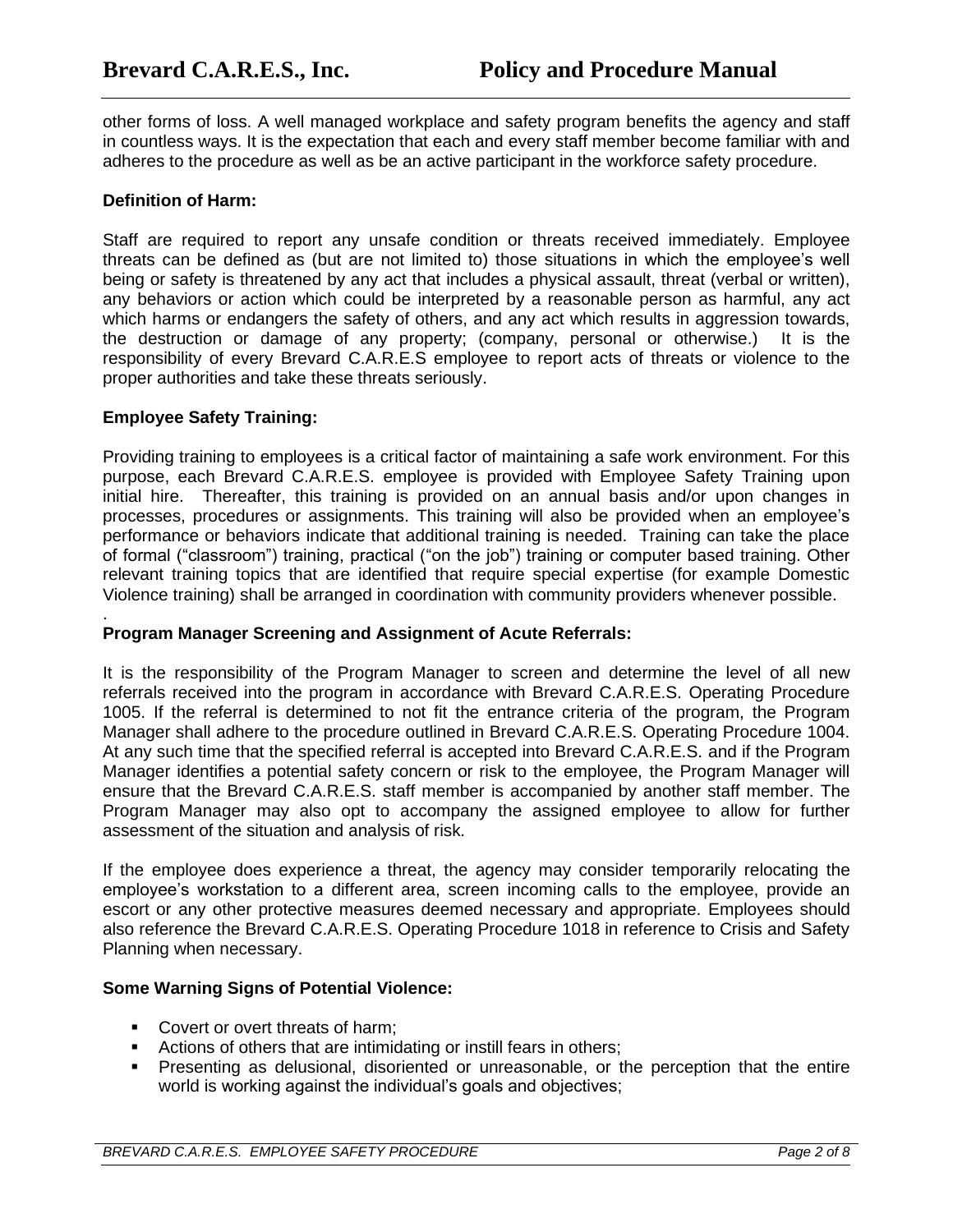other forms of loss. A well managed workplace and safety program benefits the agency and staff in countless ways. It is the expectation that each and every staff member become familiar with and adheres to the procedure as well as be an active participant in the workforce safety procedure.

**Definition of Harm:**

Staff are required to report any unsafe condition or threats received immediately. Employee threats can be defined as (but are not limited to) those situations in which the employee's well being or safety is threatened by any act that includes a physical assault, threat (verbal or written), any behaviors or action which could be interpreted by a reasonable person as harmful, any act which harms or endangers the safety of others, and any act which results in aggression towards, the destruction or damage of any property; (company, personal or otherwise.) It is the responsibility of every Brevard C.A.R.E.S employee to report acts of threats or violence to the proper authorities and take these threats seriously.

**Employee Safety Training:**

Providing training to employees is a critical factor of maintaining a safe work environment. For this purpose, each Brevard C.A.R.E.S. employee is provided with Employee Safety Training upon initial hire. Thereafter, this training is provided on an annual basis and/or upon changes in processes, procedures or assignments. This training will also be provided when an employee's performance or behaviors indicate that additional training is needed. Training can take the place of formal ("classroom") training, practical ("on the job") training or computer based training. Other relevant training topics that are identified that require special expertise (for example Domestic Violence training) shall be arranged in coordination with community providers whenever possible.

.

**Program Manager Screening and Assignment of Acute Referrals:**

It is the responsibility of the Program Manager to screen and determine the level of all new referrals received into the program in accordance with Brevard C.A.R.E.S. Operating Procedure 1005. If the referral is determined to not fit the entrance criteria of the program, the Program Manager shall adhere to the procedure outlined in Brevard C.A.R.E.S. Operating Procedure 1004. At any such time that the specified referral is accepted into Brevard C.A.R.E.S. and if the Program Manager identifies a potential safety concern or risk to the employee, the Program Manager will ensure that the Brevard C.A.R.E.S. staff member is accompanied by another staff member. The Program Manager may also opt to accompany the assigned employee to allow for further assessment of the situation and analysis of risk.

If the employee does experience a threat, the agency may consider temporarily relocating the employee's workstation to a different area, screen incoming calls to the employee, provide an escort or any other protective measures deemed necessary and appropriate. Employees should also reference the Brevard C.A.R.E.S. Operating Procedure 1018 in reference to Crisis and Safety Planning when necessary.

**Some Warning Signs of Potential Violence:**

- Covert or overt threats of harm;
- Actions of others that are intimidating or instill fears in others;
- Presenting as delusional, disoriented or unreasonable, or the perception that the entire world is working against the individual's goals and objectives;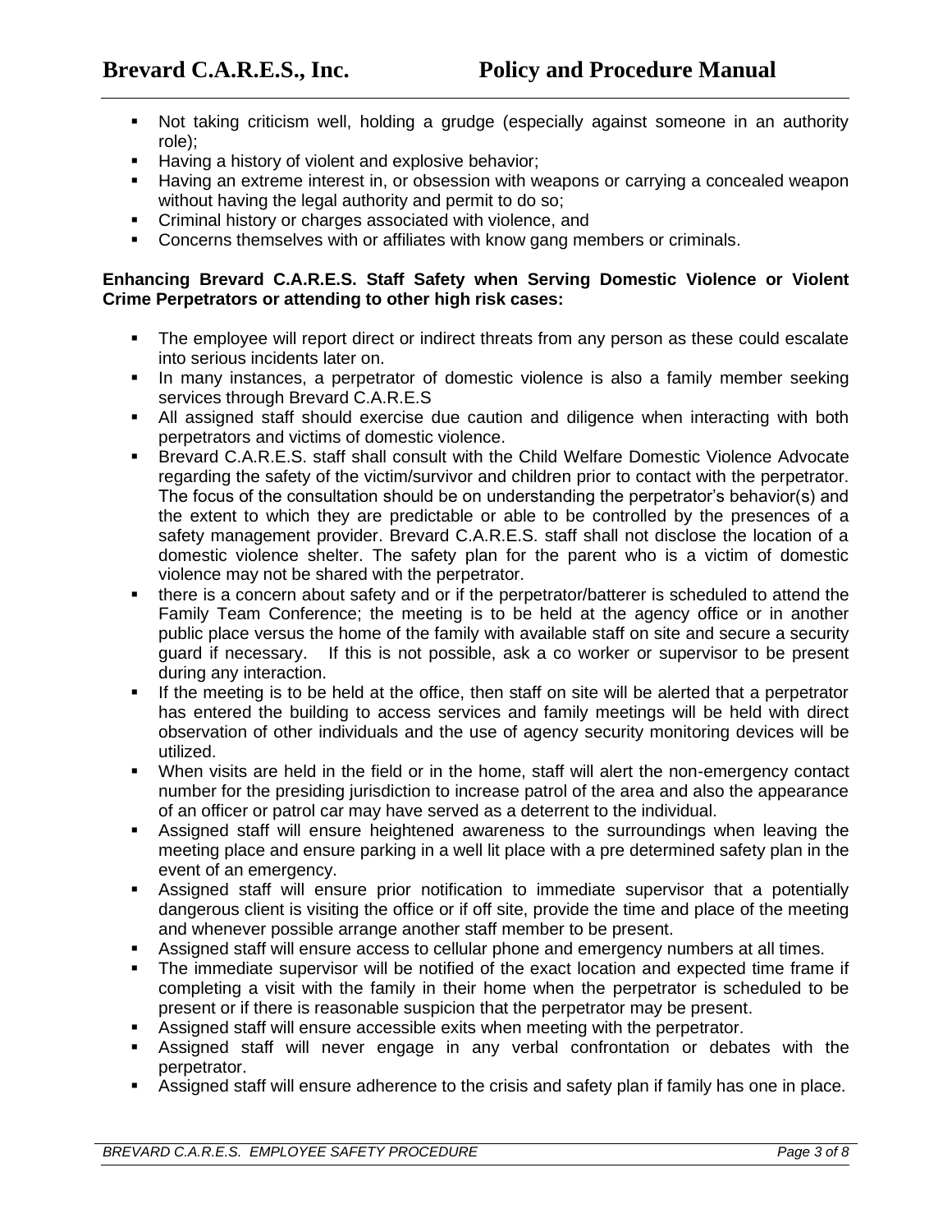- Not taking criticism well, holding a grudge (especially against someone in an authority role);
- Having a history of violent and explosive behavior;
- Having an extreme interest in, or obsession with weapons or carrying a concealed weapon without having the legal authority and permit to do so;
- Criminal history or charges associated with violence, and
- Concerns themselves with or affiliates with know gang members or criminals.

**Enhancing Brevard C.A.R.E.S. Staff Safety when Serving Domestic Violence or Violent Crime Perpetrators or attending to other high risk cases:**

- The employee will report direct or indirect threats from any person as these could escalate into serious incidents later on.
- In many instances, a perpetrator of domestic violence is also a family member seeking services through Brevard C.A.R.E.S
- All assigned staff should exercise due caution and diligence when interacting with both perpetrators and victims of domestic violence.
- Brevard C.A.R.E.S. staff shall consult with the Child Welfare Domestic Violence Advocate regarding the safety of the victim/survivor and children prior to contact with the perpetrator. The focus of the consultation should be on understanding the perpetrator's behavior(s) and the extent to which they are predictable or able to be controlled by the presences of a safety management provider. Brevard C.A.R.E.S. staff shall not disclose the location of a domestic violence shelter. The safety plan for the parent who is a victim of domestic violence may not be shared with the perpetrator.
- there is a concern about safety and or if the perpetrator/batterer is scheduled to attend the Family Team Conference; the meeting is to be held at the agency office or in another public place versus the home of the family with available staff on site and secure a security guard if necessary. If this is not possible, ask a co worker or supervisor to be present during any interaction.
- If the meeting is to be held at the office, then staff on site will be alerted that a perpetrator has entered the building to access services and family meetings will be held with direct observation of other individuals and the use of agency security monitoring devices will be utilized.
- When visits are held in the field or in the home, staff will alert the non-emergency contact number for the presiding jurisdiction to increase patrol of the area and also the appearance of an officer or patrol car may have served as a deterrent to the individual.
- Assigned staff will ensure heightened awareness to the surroundings when leaving the meeting place and ensure parking in a well lit place with a pre determined safety plan in the event of an emergency.
- Assigned staff will ensure prior notification to immediate supervisor that a potentially dangerous client is visiting the office or if off site, provide the time and place of the meeting and whenever possible arrange another staff member to be present.
- Assigned staff will ensure access to cellular phone and emergency numbers at all times.
- The immediate supervisor will be notified of the exact location and expected time frame if completing a visit with the family in their home when the perpetrator is scheduled to be present or if there is reasonable suspicion that the perpetrator may be present.
- Assigned staff will ensure accessible exits when meeting with the perpetrator.
- Assigned staff will never engage in any verbal confrontation or debates with the perpetrator.
- Assigned staff will ensure adherence to the crisis and safety plan if family has one in place.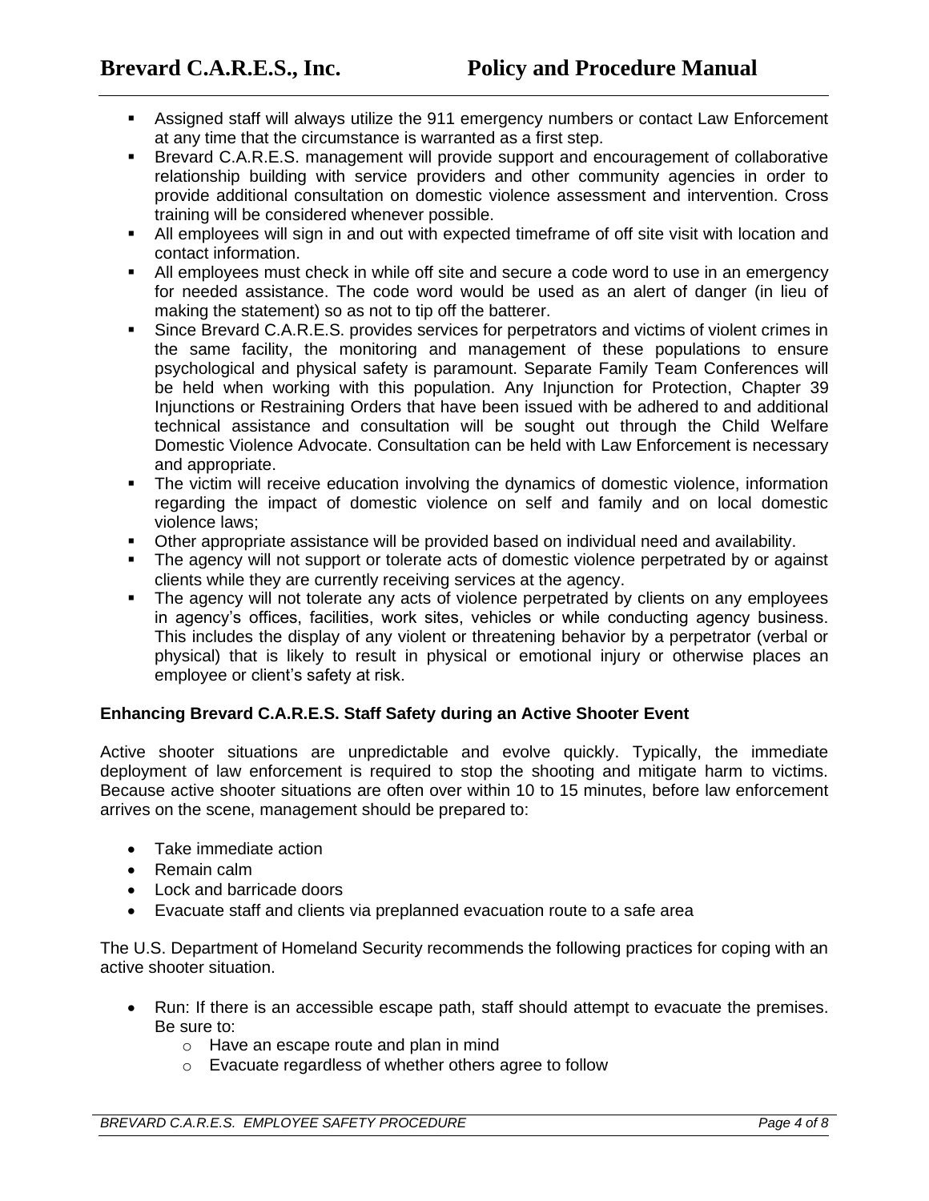- Assigned staff will always utilize the 911 emergency numbers or contact Law Enforcement at any time that the circumstance is warranted as a first step.
- Brevard C.A.R.E.S. management will provide support and encouragement of collaborative relationship building with service providers and other community agencies in order to provide additional consultation on domestic violence assessment and intervention. Cross training will be considered whenever possible.
- All employees will sign in and out with expected timeframe of off site visit with location and contact information.
- All employees must check in while off site and secure a code word to use in an emergency for needed assistance. The code word would be used as an alert of danger (in lieu of making the statement) so as not to tip off the batterer.
- Since Brevard C.A.R.E.S. provides services for perpetrators and victims of violent crimes in the same facility, the monitoring and management of these populations to ensure psychological and physical safety is paramount. Separate Family Team Conferences will be held when working with this population. Any Injunction for Protection, Chapter 39 Injunctions or Restraining Orders that have been issued with be adhered to and additional technical assistance and consultation will be sought out through the Child Welfare Domestic Violence Advocate. Consultation can be held with Law Enforcement is necessary and appropriate.
- The victim will receive education involving the dynamics of domestic violence, information regarding the impact of domestic violence on self and family and on local domestic violence laws;
- Other appropriate assistance will be provided based on individual need and availability.
- The agency will not support or tolerate acts of domestic violence perpetrated by or against clients while they are currently receiving services at the agency.
- The agency will not tolerate any acts of violence perpetrated by clients on any employees in agency's offices, facilities, work sites, vehicles or while conducting agency business. This includes the display of any violent or threatening behavior by a perpetrator (verbal or physical) that is likely to result in physical or emotional injury or otherwise places an employee or client's safety at risk.

**Enhancing Brevard C.A.R.E.S. Staff Safety during an Active Shooter Event**

Active shooter situations are unpredictable and evolve quickly. Typically, the immediate deployment of law enforcement is required to stop the shooting and mitigate harm to victims. Because active shooter situations are often over within 10 to 15 minutes, before law enforcement arrives on the scene, management should be prepared to:

- Take immediate action
- Remain calm
- Lock and barricade doors
- Evacuate staff and clients via preplanned evacuation route to a safe area

The U.S. Department of Homeland Security recommends the following practices for coping with an active shooter situation.

- Run: If there is an accessible escape path, staff should attempt to evacuate the premises. Be sure to:
  - Have an escape route and plan in mind
  - Evacuate regardless of whether others agree to follow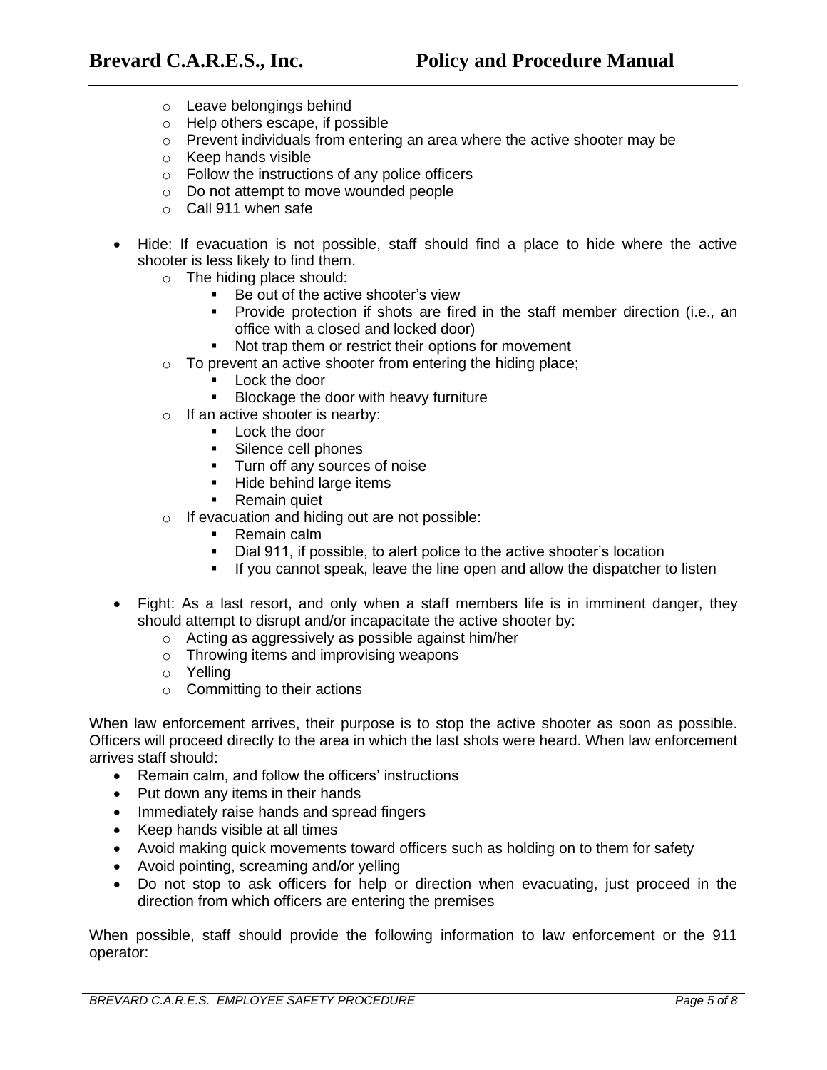- Leave belongings behind
  - Help others escape, if possible
  - Prevent individuals from entering an area where the active shooter may be
  - Keep hands visible
  - Follow the instructions of any police officers
  - Do not attempt to move wounded people
  - Call 911 when safe

- Hide: If evacuation is not possible, staff should find a place to hide where the active shooter is less likely to find them.
  - The hiding place should:
    - Be out of the active shooter's view
    - Provide protection if shots are fired in the staff member direction (i.e., an office with a closed and locked door)
    - Not trap them or restrict their options for movement
  - To prevent an active shooter from entering the hiding place;
    - Lock the door
    - Blockage the door with heavy furniture
  - If an active shooter is nearby:
    - Lock the door
    - Silence cell phones
    - Turn off any sources of noise
    - Hide behind large items
    - Remain quiet
  - If evacuation and hiding out are not possible:
    - Remain calm
    - Dial 911, if possible, to alert police to the active shooter's location
    - If you cannot speak, leave the line open and allow the dispatcher to listen

- Fight: As a last resort, and only when a staff members life is in imminent danger, they should attempt to disrupt and/or incapacitate the active shooter by:
  - Acting as aggressively as possible against him/her
  - Throwing items and improvising weapons
  - Yelling
  - Committing to their actions

When law enforcement arrives, their purpose is to stop the active shooter as soon as possible. Officers will proceed directly to the area in which the last shots were heard. When law enforcement arrives staff should:

- Remain calm, and follow the officers' instructions
- Put down any items in their hands
- Immediately raise hands and spread fingers
- Keep hands visible at all times
- Avoid making quick movements toward officers such as holding on to them for safety
- Avoid pointing, screaming and/or yelling
- Do not stop to ask officers for help or direction when evacuating, just proceed in the direction from which officers are entering the premises

When possible, staff should provide the following information to law enforcement or the 911 operator: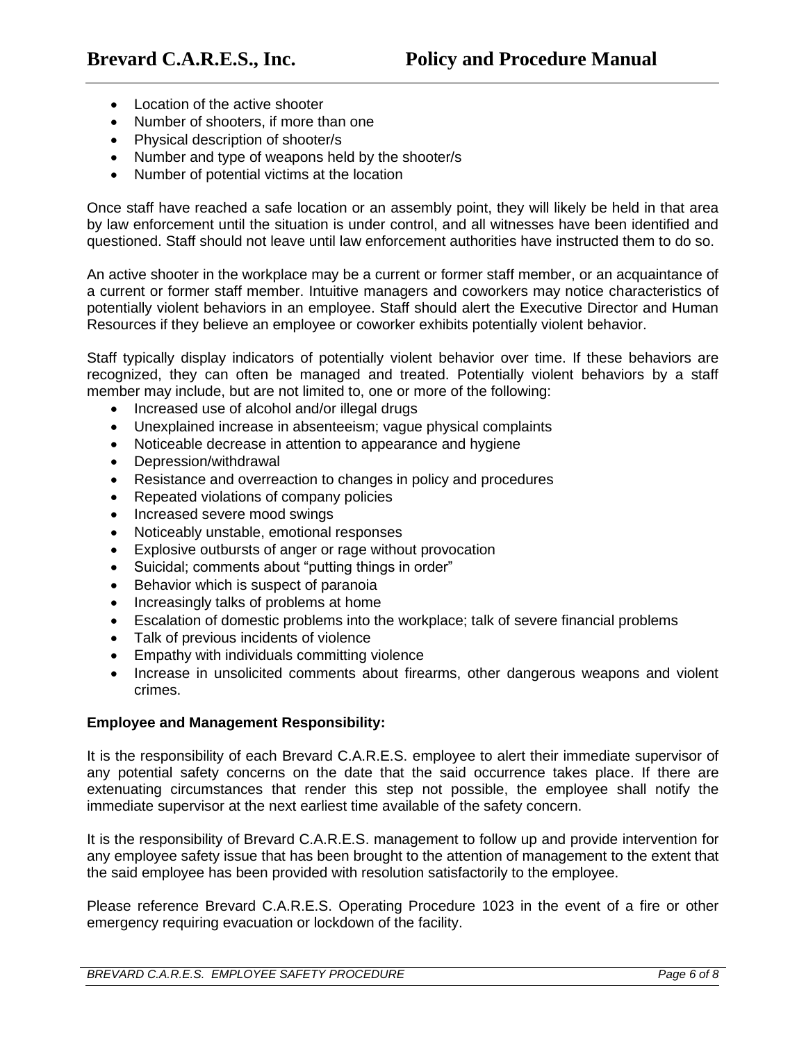- Location of the active shooter
- Number of shooters, if more than one
- Physical description of shooter/s
- Number and type of weapons held by the shooter/s
- Number of potential victims at the location

Once staff have reached a safe location or an assembly point, they will likely be held in that area by law enforcement until the situation is under control, and all witnesses have been identified and questioned. Staff should not leave until law enforcement authorities have instructed them to do so.

An active shooter in the workplace may be a current or former staff member, or an acquaintance of a current or former staff member. Intuitive managers and coworkers may notice characteristics of potentially violent behaviors in an employee. Staff should alert the Executive Director and Human Resources if they believe an employee or coworker exhibits potentially violent behavior.

Staff typically display indicators of potentially violent behavior over time. If these behaviors are recognized, they can often be managed and treated. Potentially violent behaviors by a staff member may include, but are not limited to, one or more of the following:

- Increased use of alcohol and/or illegal drugs
- Unexplained increase in absenteeism; vague physical complaints
- Noticeable decrease in attention to appearance and hygiene
- Depression/withdrawal
- Resistance and overreaction to changes in policy and procedures
- Repeated violations of company policies
- Increased severe mood swings
- Noticeably unstable, emotional responses
- Explosive outbursts of anger or rage without provocation
- Suicidal; comments about "putting things in order"
- Behavior which is suspect of paranoia
- Increasingly talks of problems at home
- Escalation of domestic problems into the workplace; talk of severe financial problems
- Talk of previous incidents of violence
- Empathy with individuals committing violence
- Increase in unsolicited comments about firearms, other dangerous weapons and violent crimes.

**Employee and Management Responsibility:**

It is the responsibility of each Brevard C.A.R.E.S. employee to alert their immediate supervisor of any potential safety concerns on the date that the said occurrence takes place. If there are extenuating circumstances that render this step not possible, the employee shall notify the immediate supervisor at the next earliest time available of the safety concern.

It is the responsibility of Brevard C.A.R.E.S. management to follow up and provide intervention for any employee safety issue that has been brought to the attention of management to the extent that the said employee has been provided with resolution satisfactorily to the employee.

Please reference Brevard C.A.R.E.S. Operating Procedure 1023 in the event of a fire or other emergency requiring evacuation or lockdown of the facility.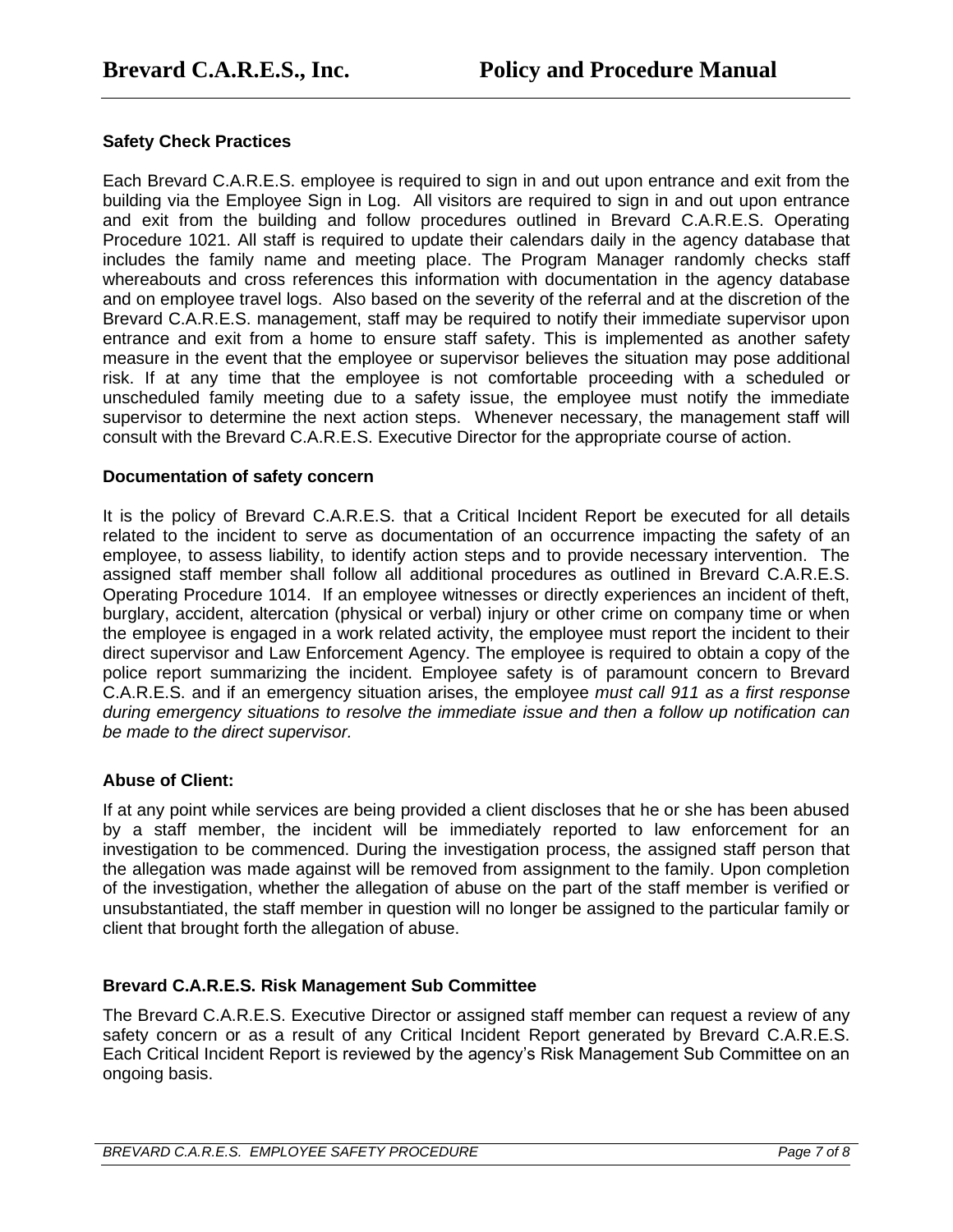**Safety Check Practices**

Each Brevard C.A.R.E.S. employee is required to sign in and out upon entrance and exit from the building via the Employee Sign in Log. All visitors are required to sign in and out upon entrance and exit from the building and follow procedures outlined in Brevard C.A.R.E.S. Operating Procedure 1021. All staff is required to update their calendars daily in the agency database that includes the family name and meeting place. The Program Manager randomly checks staff whereabouts and cross references this information with documentation in the agency database and on employee travel logs. Also based on the severity of the referral and at the discretion of the Brevard C.A.R.E.S. management, staff may be required to notify their immediate supervisor upon entrance and exit from a home to ensure staff safety. This is implemented as another safety measure in the event that the employee or supervisor believes the situation may pose additional risk. If at any time that the employee is not comfortable proceeding with a scheduled or unscheduled family meeting due to a safety issue, the employee must notify the immediate supervisor to determine the next action steps. Whenever necessary, the management staff will consult with the Brevard C.A.R.E.S. Executive Director for the appropriate course of action.

**Documentation of safety concern**

It is the policy of Brevard C.A.R.E.S. that a Critical Incident Report be executed for all details related to the incident to serve as documentation of an occurrence impacting the safety of an employee, to assess liability, to identify action steps and to provide necessary intervention. The assigned staff member shall follow all additional procedures as outlined in Brevard C.A.R.E.S. Operating Procedure 1014. If an employee witnesses or directly experiences an incident of theft, burglary, accident, altercation (physical or verbal) injury or other crime on company time or when the employee is engaged in a work related activity, the employee must report the incident to their direct supervisor and Law Enforcement Agency. The employee is required to obtain a copy of the police report summarizing the incident. Employee safety is of paramount concern to Brevard C.A.R.E.S. and if an emergency situation arises, the employee *must call 911 as a first response during emergency situations to resolve the immediate issue and then a follow up notification can be made to the direct supervisor.*

**Abuse of Client:**

If at any point while services are being provided a client discloses that he or she has been abused by a staff member, the incident will be immediately reported to law enforcement for an investigation to be commenced. During the investigation process, the assigned staff person that the allegation was made against will be removed from assignment to the family. Upon completion of the investigation, whether the allegation of abuse on the part of the staff member is verified or unsubstantiated, the staff member in question will no longer be assigned to the particular family or client that brought forth the allegation of abuse.

**Brevard C.A.R.E.S. Risk Management Sub Committee**

The Brevard C.A.R.E.S. Executive Director or assigned staff member can request a review of any safety concern or as a result of any Critical Incident Report generated by Brevard C.A.R.E.S. Each Critical Incident Report is reviewed by the agency's Risk Management Sub Committee on an ongoing basis.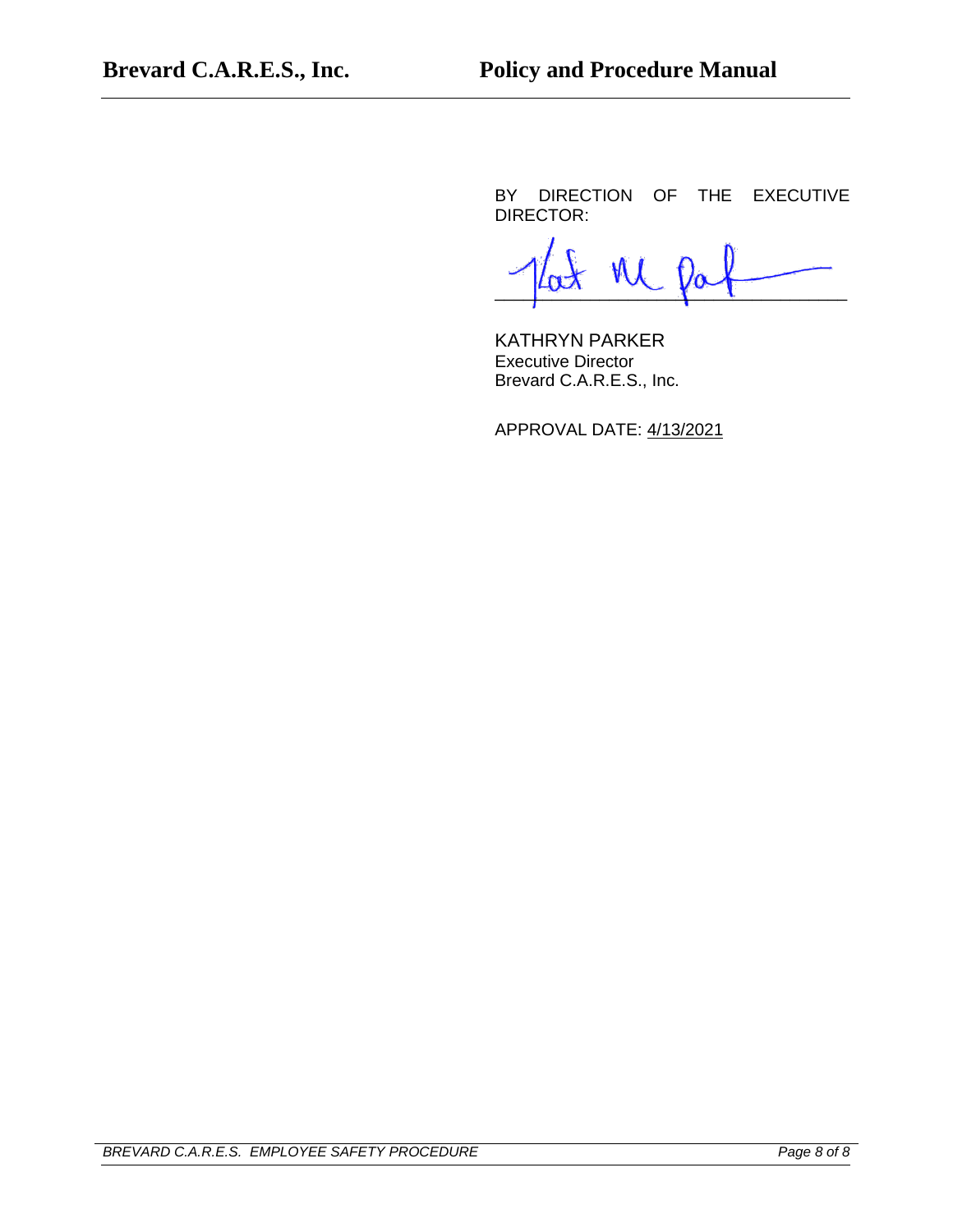BY DIRECTION OF THE EXECUTIVE DIRECTOR:

\_\_\_\_\_\_\_\_\_\_\_\_\_\_\_\_\_\_\_\_\_\_\_\_\_\_\_\_\_\_\_\_

KATHRYN PARKER
Executive Director
Brevard C.A.R.E.S., Inc.

APPROVAL DATE: 4/13/2021